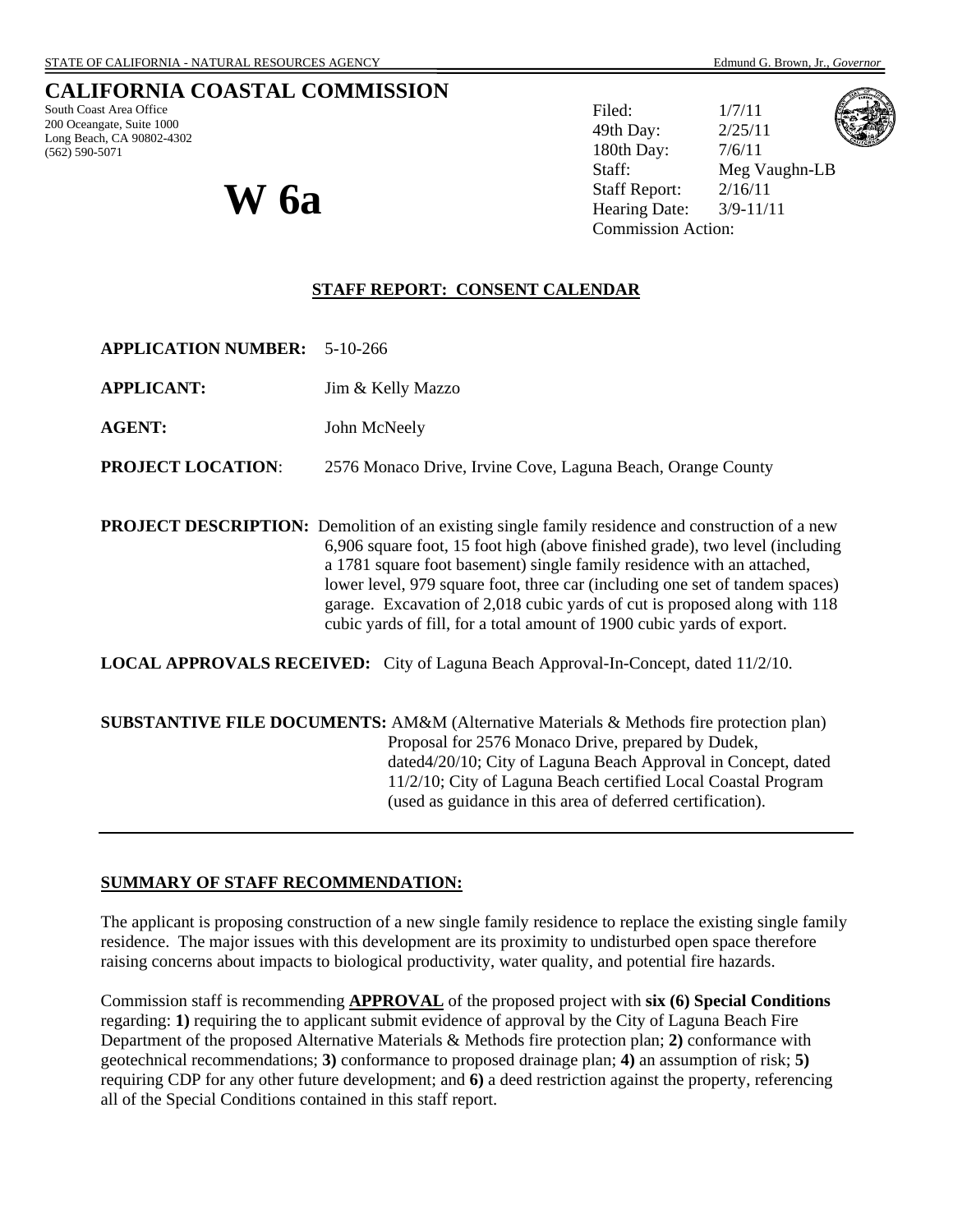STATE OF CALIFORNIA - NATURAL RESOURCES AGENCY — Edmund G. Brown, Jr., *Governor*

# CALIFORNIA COASTAL COMMISSION

South Coast Area Office
200 Oceangate, Suite 1000
Long Beach, CA 90802-4302
(562) 590-5071

# W 6a

Filed: 1/7/11
49th Day: 2/25/11
180th Day: 7/6/11
Staff: Meg Vaughn-LB
Staff Report: 2/16/11
Hearing Date: 3/9-11/11
Commission Action:

## STAFF REPORT: CONSENT CALENDAR

**APPLICATION NUMBER:** 5-10-266

**APPLICANT:** Jim & Kelly Mazzo

**AGENT:** John McNeely

**PROJECT LOCATION**: 2576 Monaco Drive, Irvine Cove, Laguna Beach, Orange County

**PROJECT DESCRIPTION:** Demolition of an existing single family residence and construction of a new 6,906 square foot, 15 foot high (above finished grade), two level (including a 1781 square foot basement) single family residence with an attached, lower level, 979 square foot, three car (including one set of tandem spaces) garage. Excavation of 2,018 cubic yards of cut is proposed along with 118 cubic yards of fill, for a total amount of 1900 cubic yards of export.

**LOCAL APPROVALS RECEIVED:** City of Laguna Beach Approval-In-Concept, dated 11/2/10.

**SUBSTANTIVE FILE DOCUMENTS:** AM&M (Alternative Materials & Methods fire protection plan) Proposal for 2576 Monaco Drive, prepared by Dudek, dated4/20/10; City of Laguna Beach Approval in Concept, dated 11/2/10; City of Laguna Beach certified Local Coastal Program (used as guidance in this area of deferred certification).

---

### SUMMARY OF STAFF RECOMMENDATION:

The applicant is proposing construction of a new single family residence to replace the existing single family residence. The major issues with this development are its proximity to undisturbed open space therefore raising concerns about impacts to biological productivity, water quality, and potential fire hazards.

Commission staff is recommending **APPROVAL** of the proposed project with **six (6) Special Conditions** regarding: **1)** requiring the to applicant submit evidence of approval by the City of Laguna Beach Fire Department of the proposed Alternative Materials & Methods fire protection plan; **2)** conformance with geotechnical recommendations; **3)** conformance to proposed drainage plan; **4)** an assumption of risk; **5)** requiring CDP for any other future development; and **6)** a deed restriction against the property, referencing all of the Special Conditions contained in this staff report.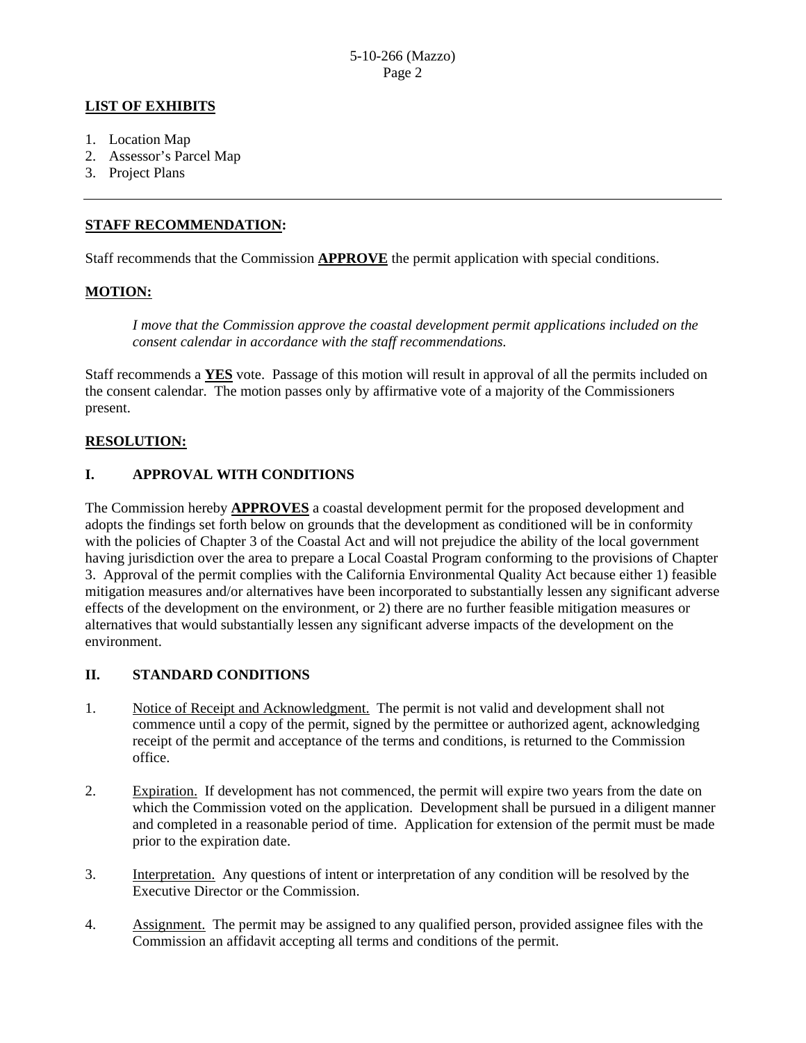**LIST OF EXHIBITS**

1. Location Map
2. Assessor's Parcel Map
3. Project Plans

---

**STAFF RECOMMENDATION:**

Staff recommends that the Commission **APPROVE** the permit application with special conditions.

**MOTION:**

> *I move that the Commission approve the coastal development permit applications included on the consent calendar in accordance with the staff recommendations.*

Staff recommends a **YES** vote. Passage of this motion will result in approval of all the permits included on the consent calendar. The motion passes only by affirmative vote of a majority of the Commissioners present.

**RESOLUTION:**

## I. APPROVAL WITH CONDITIONS

The Commission hereby **APPROVES** a coastal development permit for the proposed development and adopts the findings set forth below on grounds that the development as conditioned will be in conformity with the policies of Chapter 3 of the Coastal Act and will not prejudice the ability of the local government having jurisdiction over the area to prepare a Local Coastal Program conforming to the provisions of Chapter 3. Approval of the permit complies with the California Environmental Quality Act because either 1) feasible mitigation measures and/or alternatives have been incorporated to substantially lessen any significant adverse effects of the development on the environment, or 2) there are no further feasible mitigation measures or alternatives that would substantially lessen any significant adverse impacts of the development on the environment.

## II. STANDARD CONDITIONS

1. Notice of Receipt and Acknowledgment. The permit is not valid and development shall not commence until a copy of the permit, signed by the permittee or authorized agent, acknowledging receipt of the permit and acceptance of the terms and conditions, is returned to the Commission office.

2. Expiration. If development has not commenced, the permit will expire two years from the date on which the Commission voted on the application. Development shall be pursued in a diligent manner and completed in a reasonable period of time. Application for extension of the permit must be made prior to the expiration date.

3. Interpretation. Any questions of intent or interpretation of any condition will be resolved by the Executive Director or the Commission.

4. Assignment. The permit may be assigned to any qualified person, provided assignee files with the Commission an affidavit accepting all terms and conditions of the permit.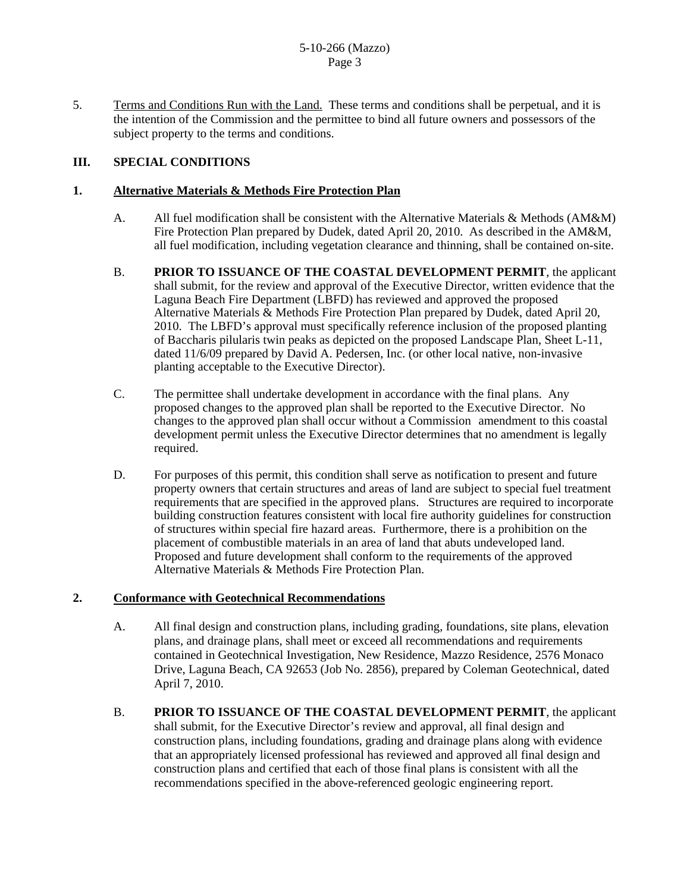5. Terms and Conditions Run with the Land. These terms and conditions shall be perpetual, and it is the intention of the Commission and the permittee to bind all future owners and possessors of the subject property to the terms and conditions.

## III. SPECIAL CONDITIONS

### 1. Alternative Materials & Methods Fire Protection Plan

A. All fuel modification shall be consistent with the Alternative Materials & Methods (AM&M) Fire Protection Plan prepared by Dudek, dated April 20, 2010. As described in the AM&M, all fuel modification, including vegetation clearance and thinning, shall be contained on-site.

B. **PRIOR TO ISSUANCE OF THE COASTAL DEVELOPMENT PERMIT**, the applicant shall submit, for the review and approval of the Executive Director, written evidence that the Laguna Beach Fire Department (LBFD) has reviewed and approved the proposed Alternative Materials & Methods Fire Protection Plan prepared by Dudek, dated April 20, 2010. The LBFD's approval must specifically reference inclusion of the proposed planting of Baccharis pilularis twin peaks as depicted on the proposed Landscape Plan, Sheet L-11, dated 11/6/09 prepared by David A. Pedersen, Inc. (or other local native, non-invasive planting acceptable to the Executive Director).

C. The permittee shall undertake development in accordance with the final plans. Any proposed changes to the approved plan shall be reported to the Executive Director. No changes to the approved plan shall occur without a Commission amendment to this coastal development permit unless the Executive Director determines that no amendment is legally required.

D. For purposes of this permit, this condition shall serve as notification to present and future property owners that certain structures and areas of land are subject to special fuel treatment requirements that are specified in the approved plans. Structures are required to incorporate building construction features consistent with local fire authority guidelines for construction of structures within special fire hazard areas. Furthermore, there is a prohibition on the placement of combustible materials in an area of land that abuts undeveloped land. Proposed and future development shall conform to the requirements of the approved Alternative Materials & Methods Fire Protection Plan.

### 2. Conformance with Geotechnical Recommendations

A. All final design and construction plans, including grading, foundations, site plans, elevation plans, and drainage plans, shall meet or exceed all recommendations and requirements contained in Geotechnical Investigation, New Residence, Mazzo Residence, 2576 Monaco Drive, Laguna Beach, CA 92653 (Job No. 2856), prepared by Coleman Geotechnical, dated April 7, 2010.

B. **PRIOR TO ISSUANCE OF THE COASTAL DEVELOPMENT PERMIT**, the applicant shall submit, for the Executive Director's review and approval, all final design and construction plans, including foundations, grading and drainage plans along with evidence that an appropriately licensed professional has reviewed and approved all final design and construction plans and certified that each of those final plans is consistent with all the recommendations specified in the above-referenced geologic engineering report.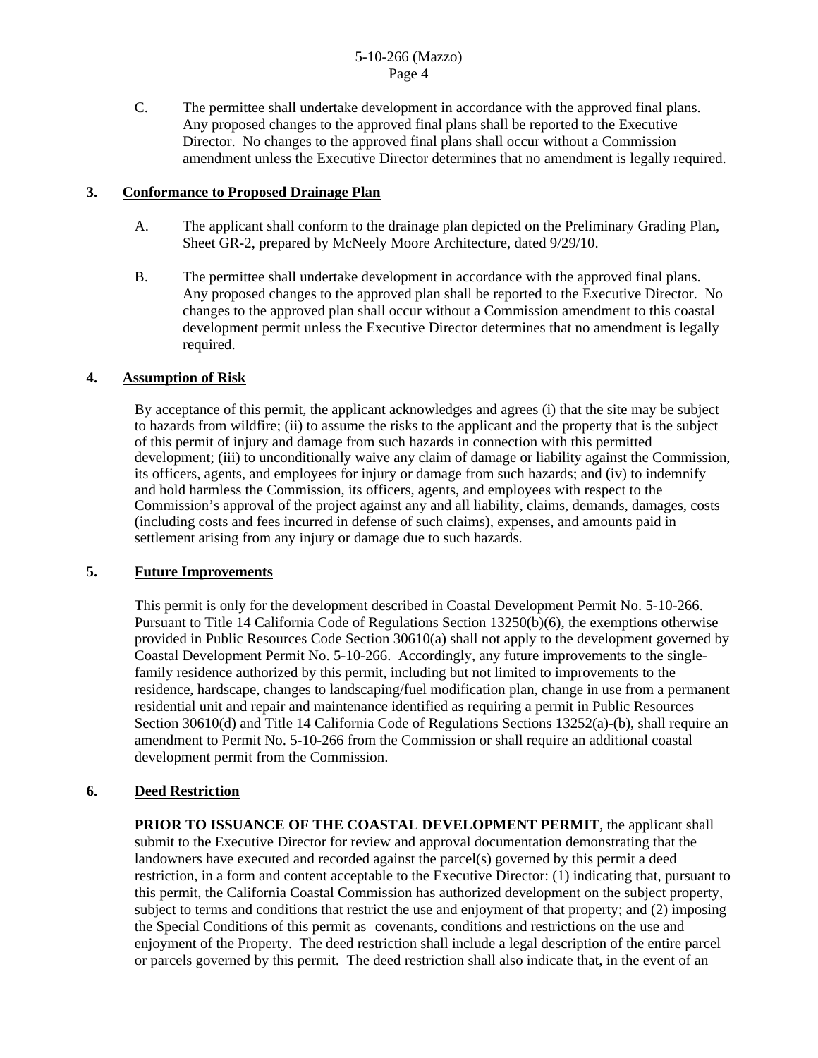C. The permittee shall undertake development in accordance with the approved final plans. Any proposed changes to the approved final plans shall be reported to the Executive Director. No changes to the approved final plans shall occur without a Commission amendment unless the Executive Director determines that no amendment is legally required.

**3. Conformance to Proposed Drainage Plan**

A. The applicant shall conform to the drainage plan depicted on the Preliminary Grading Plan, Sheet GR-2, prepared by McNeely Moore Architecture, dated 9/29/10.

B. The permittee shall undertake development in accordance with the approved final plans. Any proposed changes to the approved plan shall be reported to the Executive Director. No changes to the approved plan shall occur without a Commission amendment to this coastal development permit unless the Executive Director determines that no amendment is legally required.

**4. Assumption of Risk**

By acceptance of this permit, the applicant acknowledges and agrees (i) that the site may be subject to hazards from wildfire; (ii) to assume the risks to the applicant and the property that is the subject of this permit of injury and damage from such hazards in connection with this permitted development; (iii) to unconditionally waive any claim of damage or liability against the Commission, its officers, agents, and employees for injury or damage from such hazards; and (iv) to indemnify and hold harmless the Commission, its officers, agents, and employees with respect to the Commission's approval of the project against any and all liability, claims, demands, damages, costs (including costs and fees incurred in defense of such claims), expenses, and amounts paid in settlement arising from any injury or damage due to such hazards.

**5. Future Improvements**

This permit is only for the development described in Coastal Development Permit No. 5-10-266. Pursuant to Title 14 California Code of Regulations Section 13250(b)(6), the exemptions otherwise provided in Public Resources Code Section 30610(a) shall not apply to the development governed by Coastal Development Permit No. 5-10-266. Accordingly, any future improvements to the single-family residence authorized by this permit, including but not limited to improvements to the residence, hardscape, changes to landscaping/fuel modification plan, change in use from a permanent residential unit and repair and maintenance identified as requiring a permit in Public Resources Section 30610(d) and Title 14 California Code of Regulations Sections 13252(a)-(b), shall require an amendment to Permit No. 5-10-266 from the Commission or shall require an additional coastal development permit from the Commission.

**6. Deed Restriction**

**PRIOR TO ISSUANCE OF THE COASTAL DEVELOPMENT PERMIT**, the applicant shall submit to the Executive Director for review and approval documentation demonstrating that the landowners have executed and recorded against the parcel(s) governed by this permit a deed restriction, in a form and content acceptable to the Executive Director: (1) indicating that, pursuant to this permit, the California Coastal Commission has authorized development on the subject property, subject to terms and conditions that restrict the use and enjoyment of that property; and (2) imposing the Special Conditions of this permit as covenants, conditions and restrictions on the use and enjoyment of the Property. The deed restriction shall include a legal description of the entire parcel or parcels governed by this permit. The deed restriction shall also indicate that, in the event of an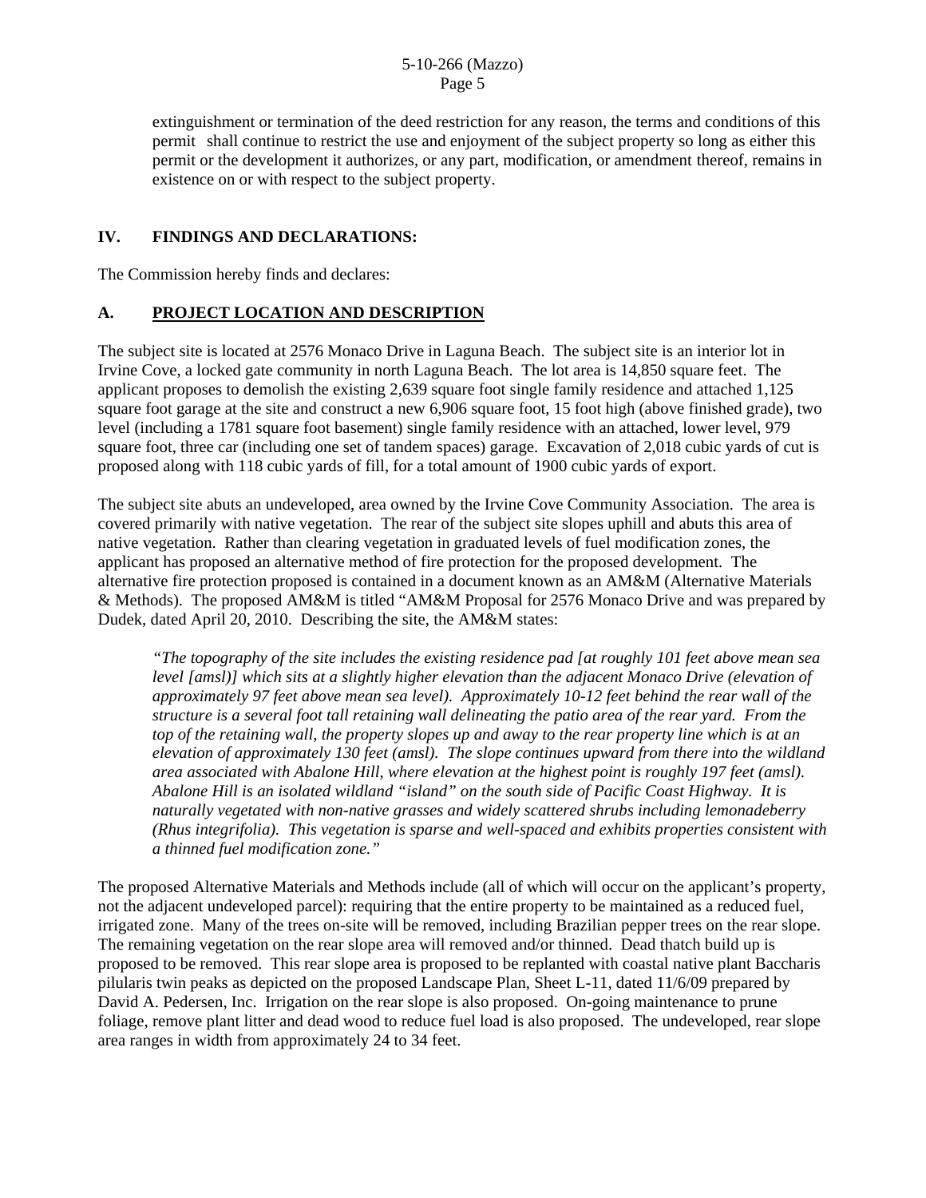extinguishment or termination of the deed restriction for any reason, the terms and conditions of this permit shall continue to restrict the use and enjoyment of the subject property so long as either this permit or the development it authorizes, or any part, modification, or amendment thereof, remains in existence on or with respect to the subject property.

## IV. FINDINGS AND DECLARATIONS:

The Commission hereby finds and declares:

### A. PROJECT LOCATION AND DESCRIPTION

The subject site is located at 2576 Monaco Drive in Laguna Beach. The subject site is an interior lot in Irvine Cove, a locked gate community in north Laguna Beach. The lot area is 14,850 square feet. The applicant proposes to demolish the existing 2,639 square foot single family residence and attached 1,125 square foot garage at the site and construct a new 6,906 square foot, 15 foot high (above finished grade), two level (including a 1781 square foot basement) single family residence with an attached, lower level, 979 square foot, three car (including one set of tandem spaces) garage. Excavation of 2,018 cubic yards of cut is proposed along with 118 cubic yards of fill, for a total amount of 1900 cubic yards of export.

The subject site abuts an undeveloped, area owned by the Irvine Cove Community Association. The area is covered primarily with native vegetation. The rear of the subject site slopes uphill and abuts this area of native vegetation. Rather than clearing vegetation in graduated levels of fuel modification zones, the applicant has proposed an alternative method of fire protection for the proposed development. The alternative fire protection proposed is contained in a document known as an AM&M (Alternative Materials & Methods). The proposed AM&M is titled "AM&M Proposal for 2576 Monaco Drive and was prepared by Dudek, dated April 20, 2010. Describing the site, the AM&M states:

> *"The topography of the site includes the existing residence pad [at roughly 101 feet above mean sea level [amsl)] which sits at a slightly higher elevation than the adjacent Monaco Drive (elevation of approximately 97 feet above mean sea level). Approximately 10-12 feet behind the rear wall of the structure is a several foot tall retaining wall delineating the patio area of the rear yard. From the top of the retaining wall, the property slopes up and away to the rear property line which is at an elevation of approximately 130 feet (amsl). The slope continues upward from there into the wildland area associated with Abalone Hill, where elevation at the highest point is roughly 197 feet (amsl). Abalone Hill is an isolated wildland "island" on the south side of Pacific Coast Highway. It is naturally vegetated with non-native grasses and widely scattered shrubs including lemonadeberry (Rhus integrifolia). This vegetation is sparse and well-spaced and exhibits properties consistent with a thinned fuel modification zone."*

The proposed Alternative Materials and Methods include (all of which will occur on the applicant's property, not the adjacent undeveloped parcel): requiring that the entire property to be maintained as a reduced fuel, irrigated zone. Many of the trees on-site will be removed, including Brazilian pepper trees on the rear slope. The remaining vegetation on the rear slope area will removed and/or thinned. Dead thatch build up is proposed to be removed. This rear slope area is proposed to be replanted with coastal native plant Baccharis pilularis twin peaks as depicted on the proposed Landscape Plan, Sheet L-11, dated 11/6/09 prepared by David A. Pedersen, Inc. Irrigation on the rear slope is also proposed. On-going maintenance to prune foliage, remove plant litter and dead wood to reduce fuel load is also proposed. The undeveloped, rear slope area ranges in width from approximately 24 to 34 feet.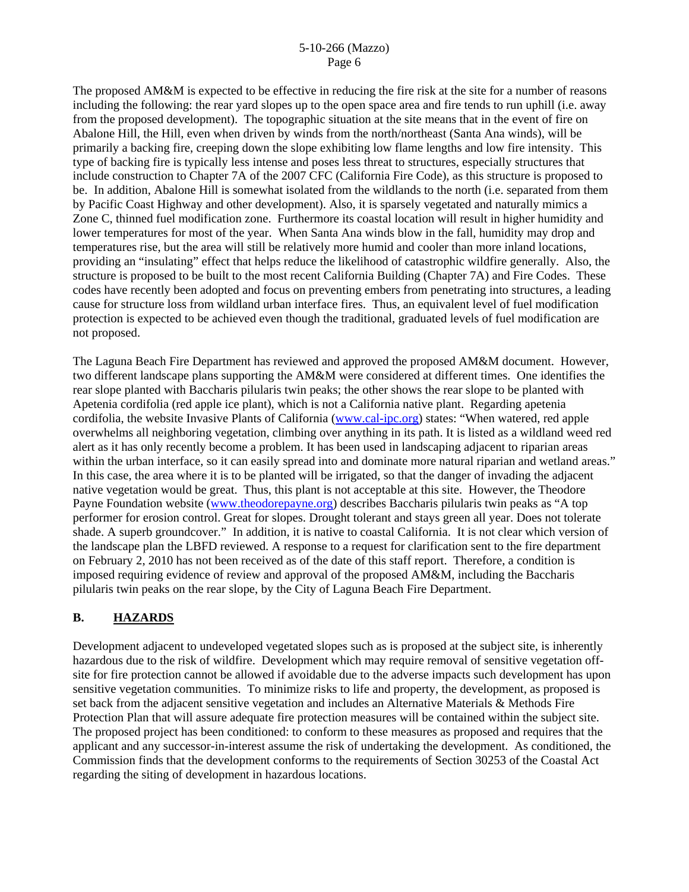The proposed AM&M is expected to be effective in reducing the fire risk at the site for a number of reasons including the following: the rear yard slopes up to the open space area and fire tends to run uphill (i.e. away from the proposed development). The topographic situation at the site means that in the event of fire on Abalone Hill, the Hill, even when driven by winds from the north/northeast (Santa Ana winds), will be primarily a backing fire, creeping down the slope exhibiting low flame lengths and low fire intensity. This type of backing fire is typically less intense and poses less threat to structures, especially structures that include construction to Chapter 7A of the 2007 CFC (California Fire Code), as this structure is proposed to be. In addition, Abalone Hill is somewhat isolated from the wildlands to the north (i.e. separated from them by Pacific Coast Highway and other development). Also, it is sparsely vegetated and naturally mimics a Zone C, thinned fuel modification zone. Furthermore its coastal location will result in higher humidity and lower temperatures for most of the year. When Santa Ana winds blow in the fall, humidity may drop and temperatures rise, but the area will still be relatively more humid and cooler than more inland locations, providing an "insulating" effect that helps reduce the likelihood of catastrophic wildfire generally. Also, the structure is proposed to be built to the most recent California Building (Chapter 7A) and Fire Codes. These codes have recently been adopted and focus on preventing embers from penetrating into structures, a leading cause for structure loss from wildland urban interface fires. Thus, an equivalent level of fuel modification protection is expected to be achieved even though the traditional, graduated levels of fuel modification are not proposed.

The Laguna Beach Fire Department has reviewed and approved the proposed AM&M document. However, two different landscape plans supporting the AM&M were considered at different times. One identifies the rear slope planted with Baccharis pilularis twin peaks; the other shows the rear slope to be planted with Apetenia cordifolia (red apple ice plant), which is not a California native plant. Regarding apetenia cordifolia, the website Invasive Plants of California (www.cal-ipc.org) states: "When watered, red apple overwhelms all neighboring vegetation, climbing over anything in its path. It is listed as a wildland weed red alert as it has only recently become a problem. It has been used in landscaping adjacent to riparian areas within the urban interface, so it can easily spread into and dominate more natural riparian and wetland areas." In this case, the area where it is to be planted will be irrigated, so that the danger of invading the adjacent native vegetation would be great. Thus, this plant is not acceptable at this site. However, the Theodore Payne Foundation website (www.theodorepayne.org) describes Baccharis pilularis twin peaks as "A top performer for erosion control. Great for slopes. Drought tolerant and stays green all year. Does not tolerate shade. A superb groundcover." In addition, it is native to coastal California. It is not clear which version of the landscape plan the LBFD reviewed. A response to a request for clarification sent to the fire department on February 2, 2010 has not been received as of the date of this staff report. Therefore, a condition is imposed requiring evidence of review and approval of the proposed AM&M, including the Baccharis pilularis twin peaks on the rear slope, by the City of Laguna Beach Fire Department.

## B. HAZARDS

Development adjacent to undeveloped vegetated slopes such as is proposed at the subject site, is inherently hazardous due to the risk of wildfire. Development which may require removal of sensitive vegetation off-site for fire protection cannot be allowed if avoidable due to the adverse impacts such development has upon sensitive vegetation communities. To minimize risks to life and property, the development, as proposed is set back from the adjacent sensitive vegetation and includes an Alternative Materials & Methods Fire Protection Plan that will assure adequate fire protection measures will be contained within the subject site. The proposed project has been conditioned: to conform to these measures as proposed and requires that the applicant and any successor-in-interest assume the risk of undertaking the development. As conditioned, the Commission finds that the development conforms to the requirements of Section 30253 of the Coastal Act regarding the siting of development in hazardous locations.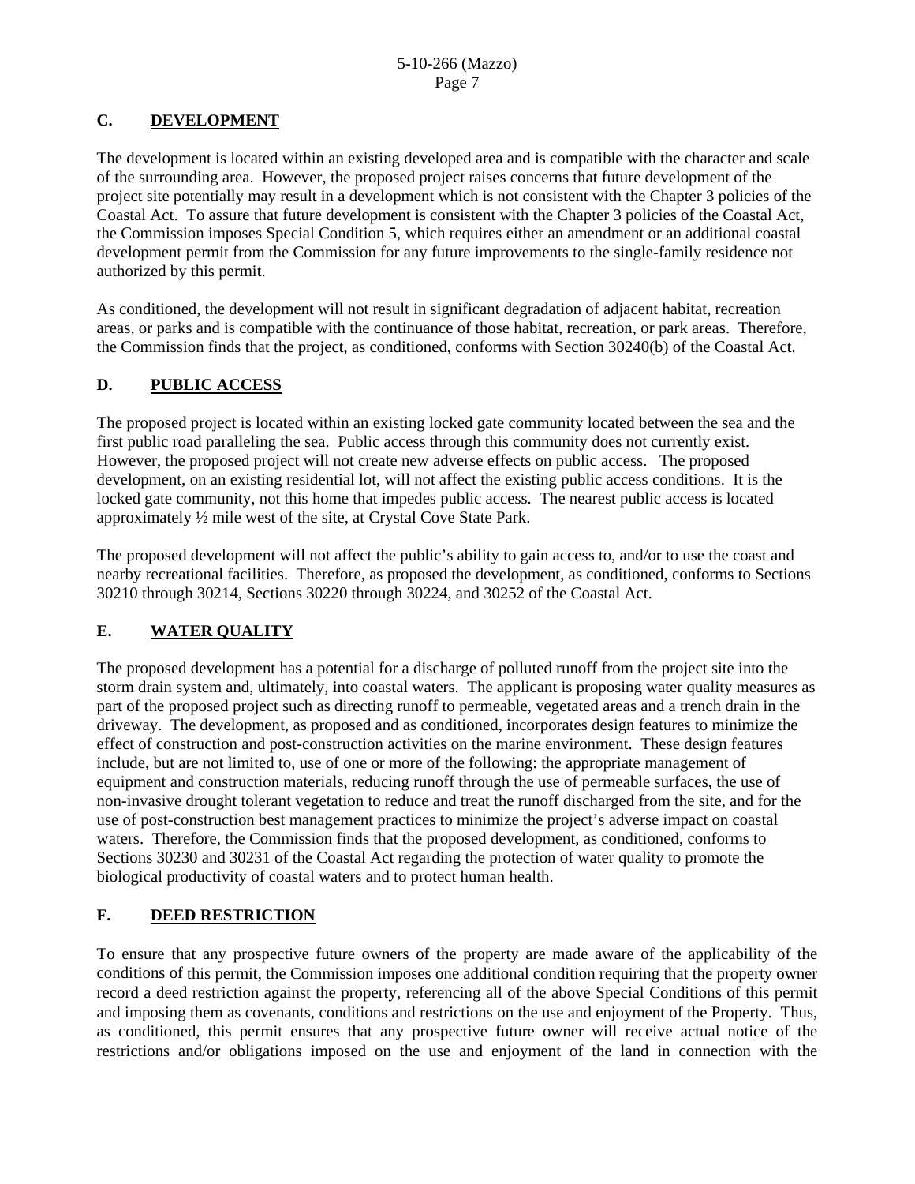## C. DEVELOPMENT

The development is located within an existing developed area and is compatible with the character and scale of the surrounding area. However, the proposed project raises concerns that future development of the project site potentially may result in a development which is not consistent with the Chapter 3 policies of the Coastal Act. To assure that future development is consistent with the Chapter 3 policies of the Coastal Act, the Commission imposes Special Condition 5, which requires either an amendment or an additional coastal development permit from the Commission for any future improvements to the single-family residence not authorized by this permit.

As conditioned, the development will not result in significant degradation of adjacent habitat, recreation areas, or parks and is compatible with the continuance of those habitat, recreation, or park areas. Therefore, the Commission finds that the project, as conditioned, conforms with Section 30240(b) of the Coastal Act.

## D. PUBLIC ACCESS

The proposed project is located within an existing locked gate community located between the sea and the first public road paralleling the sea. Public access through this community does not currently exist. However, the proposed project will not create new adverse effects on public access. The proposed development, on an existing residential lot, will not affect the existing public access conditions. It is the locked gate community, not this home that impedes public access. The nearest public access is located approximately ½ mile west of the site, at Crystal Cove State Park.

The proposed development will not affect the public's ability to gain access to, and/or to use the coast and nearby recreational facilities. Therefore, as proposed the development, as conditioned, conforms to Sections 30210 through 30214, Sections 30220 through 30224, and 30252 of the Coastal Act.

## E. WATER QUALITY

The proposed development has a potential for a discharge of polluted runoff from the project site into the storm drain system and, ultimately, into coastal waters. The applicant is proposing water quality measures as part of the proposed project such as directing runoff to permeable, vegetated areas and a trench drain in the driveway. The development, as proposed and as conditioned, incorporates design features to minimize the effect of construction and post-construction activities on the marine environment. These design features include, but are not limited to, use of one or more of the following: the appropriate management of equipment and construction materials, reducing runoff through the use of permeable surfaces, the use of non-invasive drought tolerant vegetation to reduce and treat the runoff discharged from the site, and for the use of post-construction best management practices to minimize the project's adverse impact on coastal waters. Therefore, the Commission finds that the proposed development, as conditioned, conforms to Sections 30230 and 30231 of the Coastal Act regarding the protection of water quality to promote the biological productivity of coastal waters and to protect human health.

## F. DEED RESTRICTION

To ensure that any prospective future owners of the property are made aware of the applicability of the conditions of this permit, the Commission imposes one additional condition requiring that the property owner record a deed restriction against the property, referencing all of the above Special Conditions of this permit and imposing them as covenants, conditions and restrictions on the use and enjoyment of the Property. Thus, as conditioned, this permit ensures that any prospective future owner will receive actual notice of the restrictions and/or obligations imposed on the use and enjoyment of the land in connection with the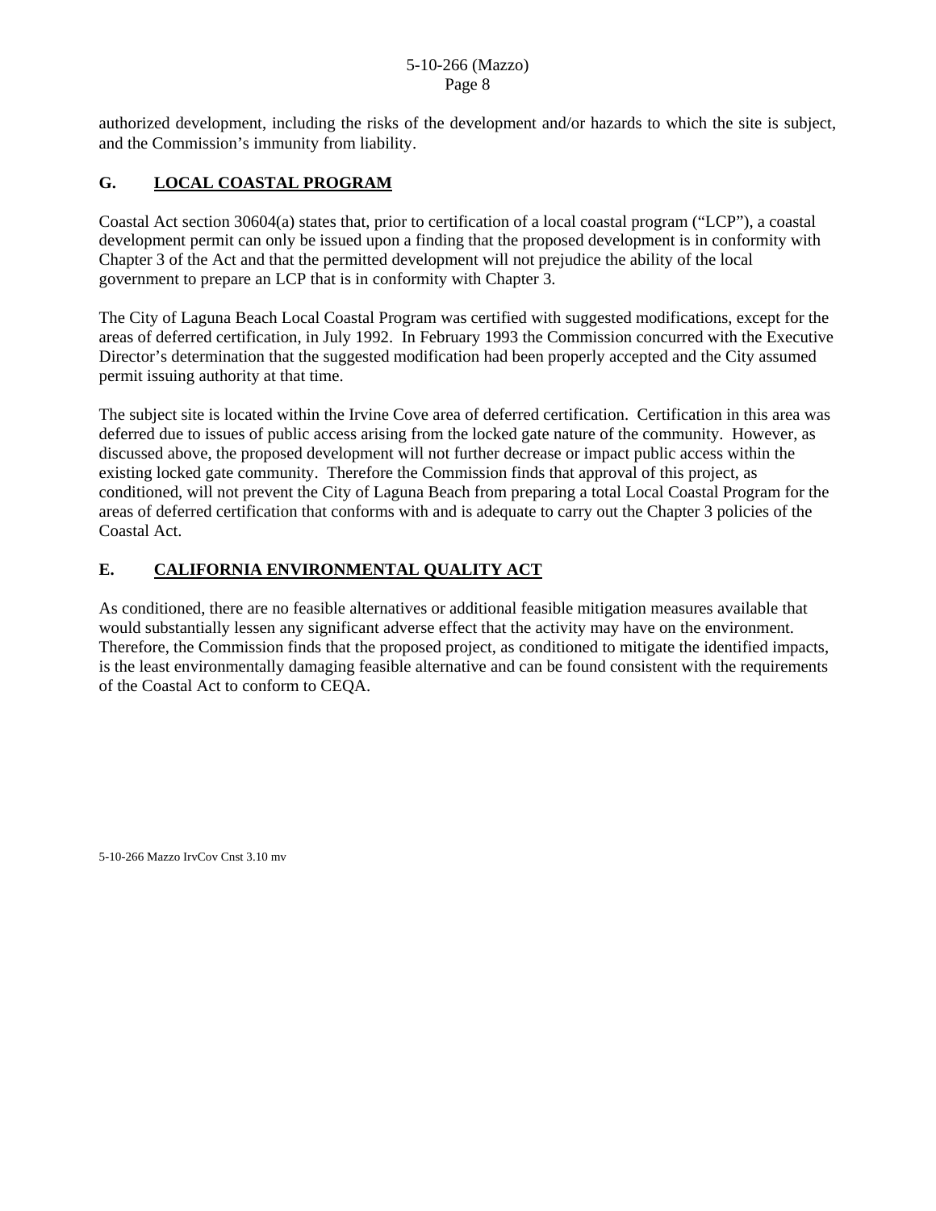authorized development, including the risks of the development and/or hazards to which the site is subject, and the Commission's immunity from liability.

## G. LOCAL COASTAL PROGRAM

Coastal Act section 30604(a) states that, prior to certification of a local coastal program ("LCP"), a coastal development permit can only be issued upon a finding that the proposed development is in conformity with Chapter 3 of the Act and that the permitted development will not prejudice the ability of the local government to prepare an LCP that is in conformity with Chapter 3.

The City of Laguna Beach Local Coastal Program was certified with suggested modifications, except for the areas of deferred certification, in July 1992. In February 1993 the Commission concurred with the Executive Director's determination that the suggested modification had been properly accepted and the City assumed permit issuing authority at that time.

The subject site is located within the Irvine Cove area of deferred certification. Certification in this area was deferred due to issues of public access arising from the locked gate nature of the community. However, as discussed above, the proposed development will not further decrease or impact public access within the existing locked gate community. Therefore the Commission finds that approval of this project, as conditioned, will not prevent the City of Laguna Beach from preparing a total Local Coastal Program for the areas of deferred certification that conforms with and is adequate to carry out the Chapter 3 policies of the Coastal Act.

## E. CALIFORNIA ENVIRONMENTAL QUALITY ACT

As conditioned, there are no feasible alternatives or additional feasible mitigation measures available that would substantially lessen any significant adverse effect that the activity may have on the environment. Therefore, the Commission finds that the proposed project, as conditioned to mitigate the identified impacts, is the least environmentally damaging feasible alternative and can be found consistent with the requirements of the Coastal Act to conform to CEQA.

5-10-266 Mazzo IrvCov Cnst 3.10 mv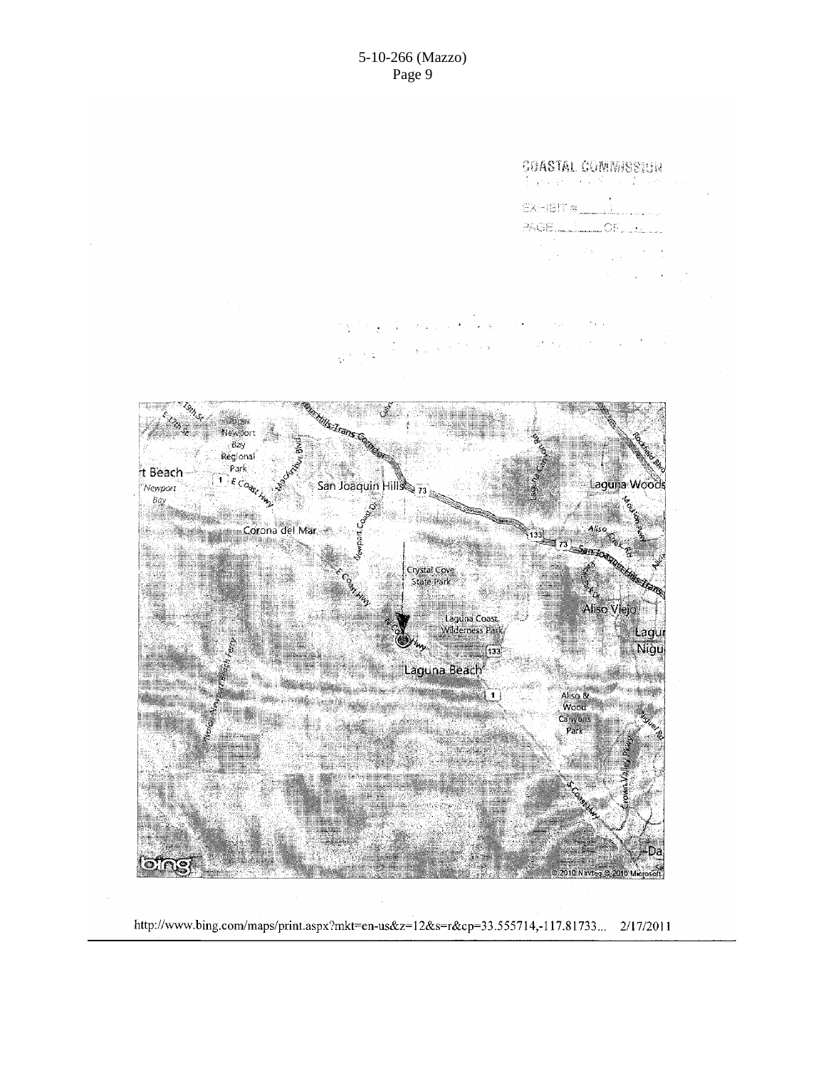COASTAL COMMISSION

EXHIBIT # \_\_\_\_\_

PAGE \_\_\_\_ OF \_\_\_\_

http://www.bing.com/maps/print.aspx?mkt=en-us&z=12&s=r&cp=33.555714,-117.81733... 2/17/2011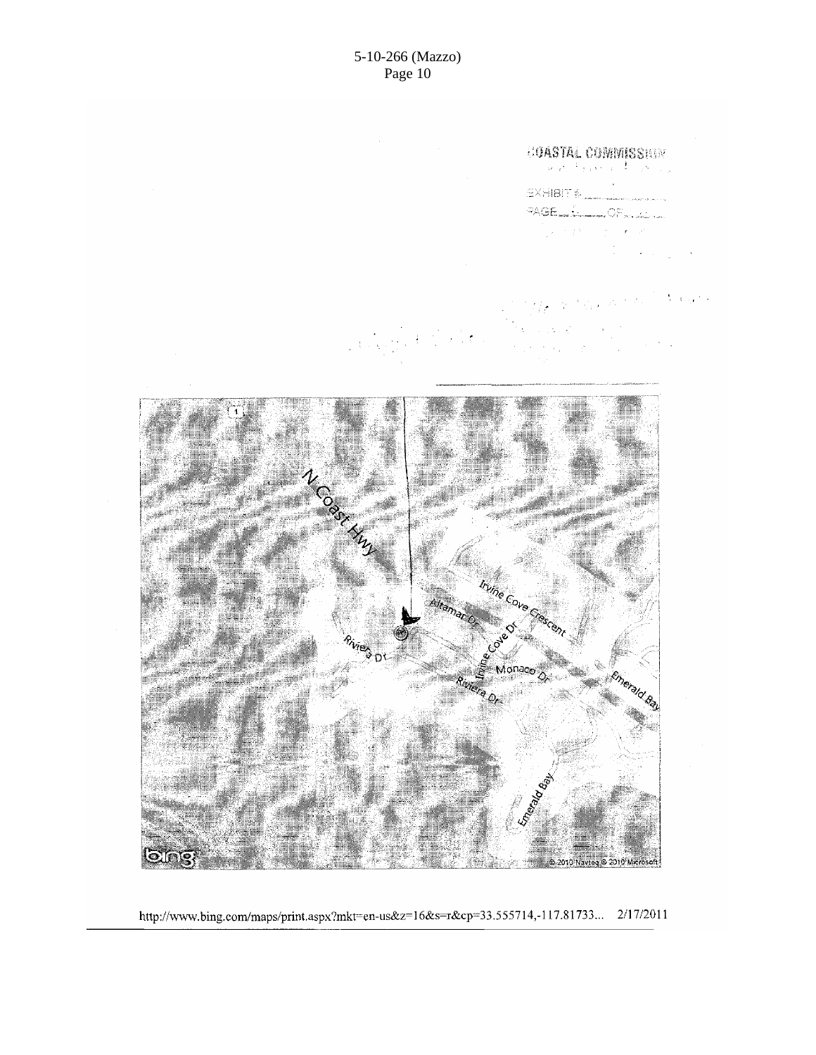COASTAL COMMISSION

EXHIBIT # \_\_\_\_\_\_

PAGE \_\_\_\_ OF \_\_\_\_

N Coast Hwy

Irvine Cove Crescent

Altamar Dr

Irvine Cove Dr

Riviera Dr

Monaco Dr

Riviera Dr

Emerald Bay

Emerald Bay

bing

© 2010 Navteq © 2010 Microsoft

http://www.bing.com/maps/print.aspx?mkt=en-us&z=16&s=r&cp=33.555714,-117.81733... 2/17/2011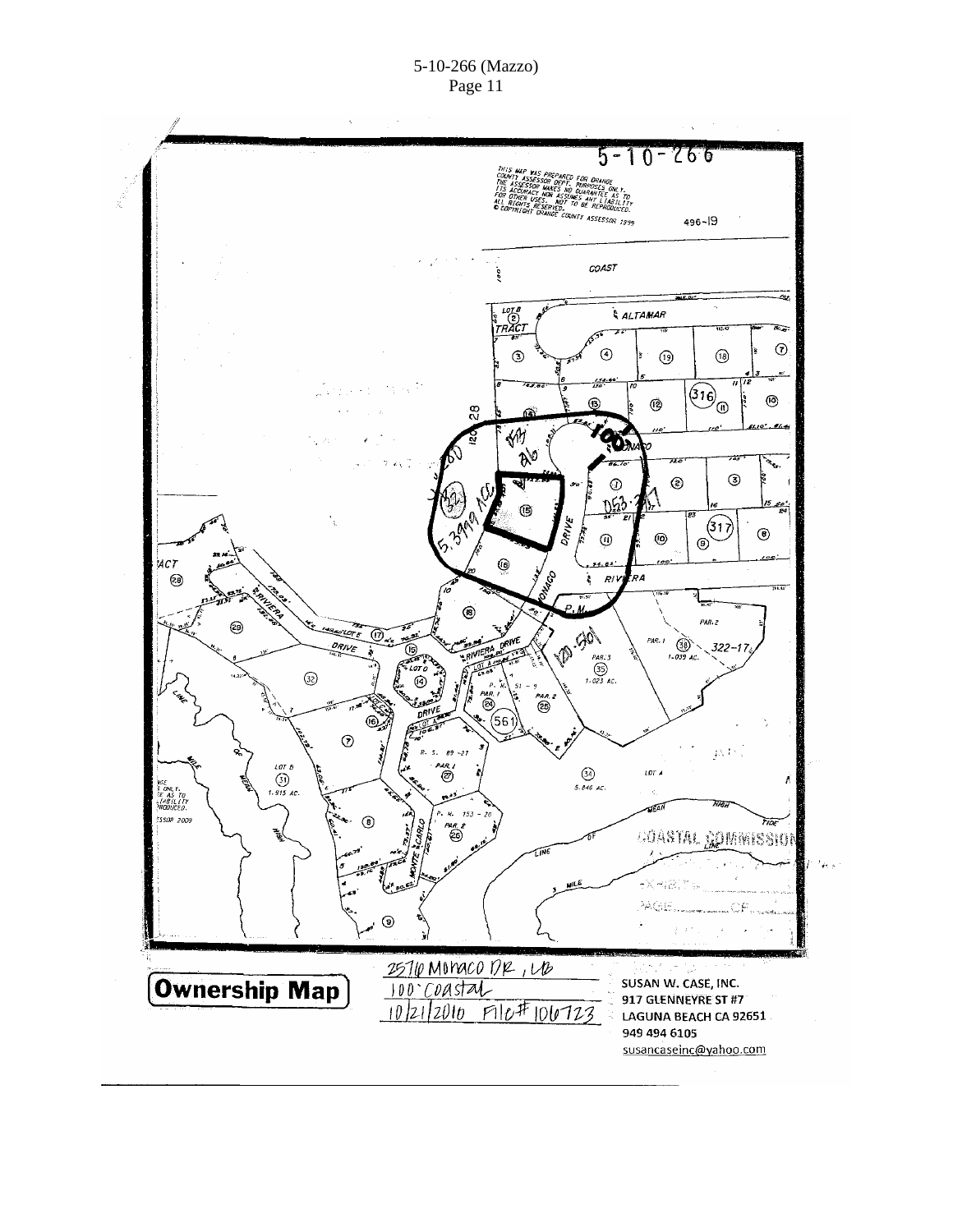**Ownership Map**

2516 Monaco DR, LB
100' Coastal
10/21/2010 File# 106723

SUSAN W. CASE, INC.
917 GLENNEYRE ST #7
LAGUNA BEACH CA 92651
949 494 6105
susancaseinc@yahoo.com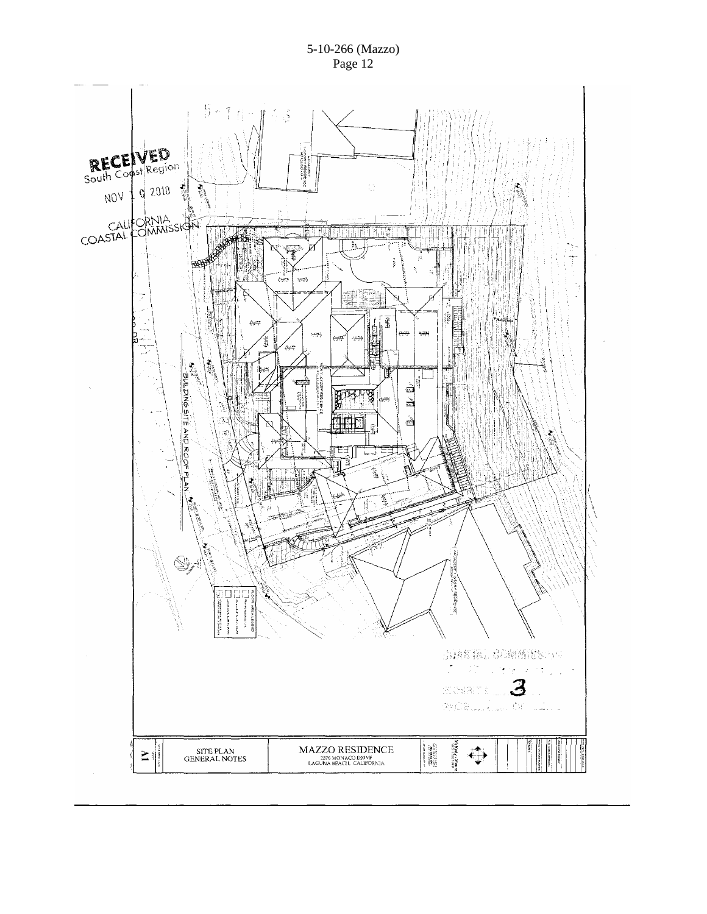RECEIVED
South Coast Region

NOV 10 2010

CALIFORNIA
COASTAL COMMISSION

BUILDING SITE AND ROOF PLAN

COASTAL COMMISSION

EXHIBIT 3

PAGE ___ OF ___

A1 | SITE PLAN GENERAL NOTES | MAZZO RESIDENCE 2376 MONACO DRIVE LAGUNA BEACH, CALIFORNIA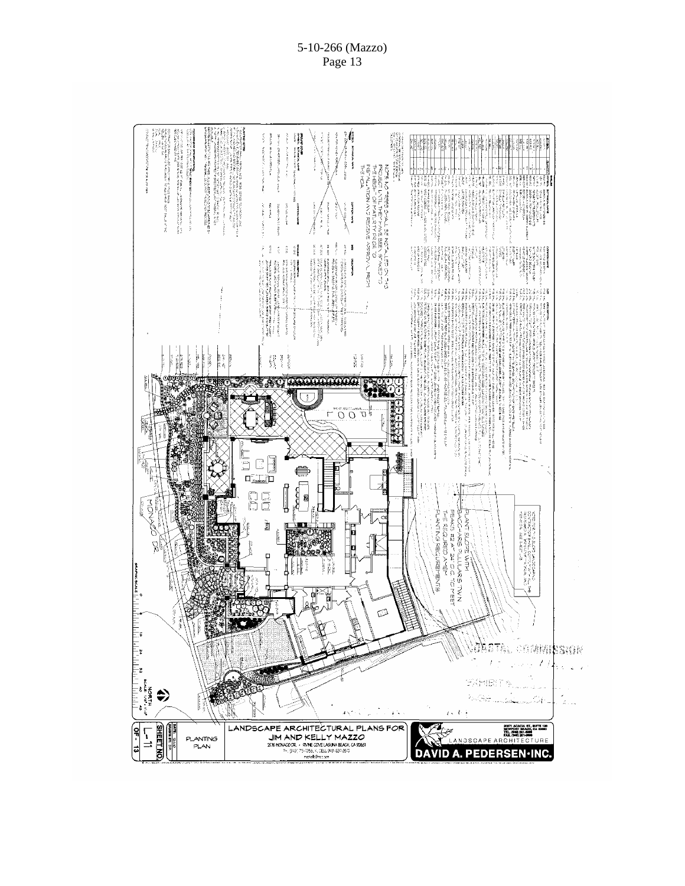LANDSCAPE ARCHITECTURAL PLANS FOR
JIM AND KELLY MAZZO

PLANTING PLAN

SHEET NO. L-11 OF 13

DAVID A. PEDERSEN INC.
LANDSCAPE ARCHITECTURE

NOTE: NO TREES SHALL BE INSTALLED ON THIS PROJECT UNTIL THEY HAVE BEEN GRANTED TO THE HEIGHT OF MATURITY PRIOR TO INSTALLATION AND RECEIVE APPROVAL FROM THE HOA

PLANT SLOPE WITH BACCHARIS PILULARIS TWIN PEAKS #2 4" 24" O.C. TO MEET THE REQUIRED AMENDED PLANTING REQUIREMENTS

MONACO DR

NORTH

COASTAL COMMISSION

EXHIBIT #

PAGE ___ OF ___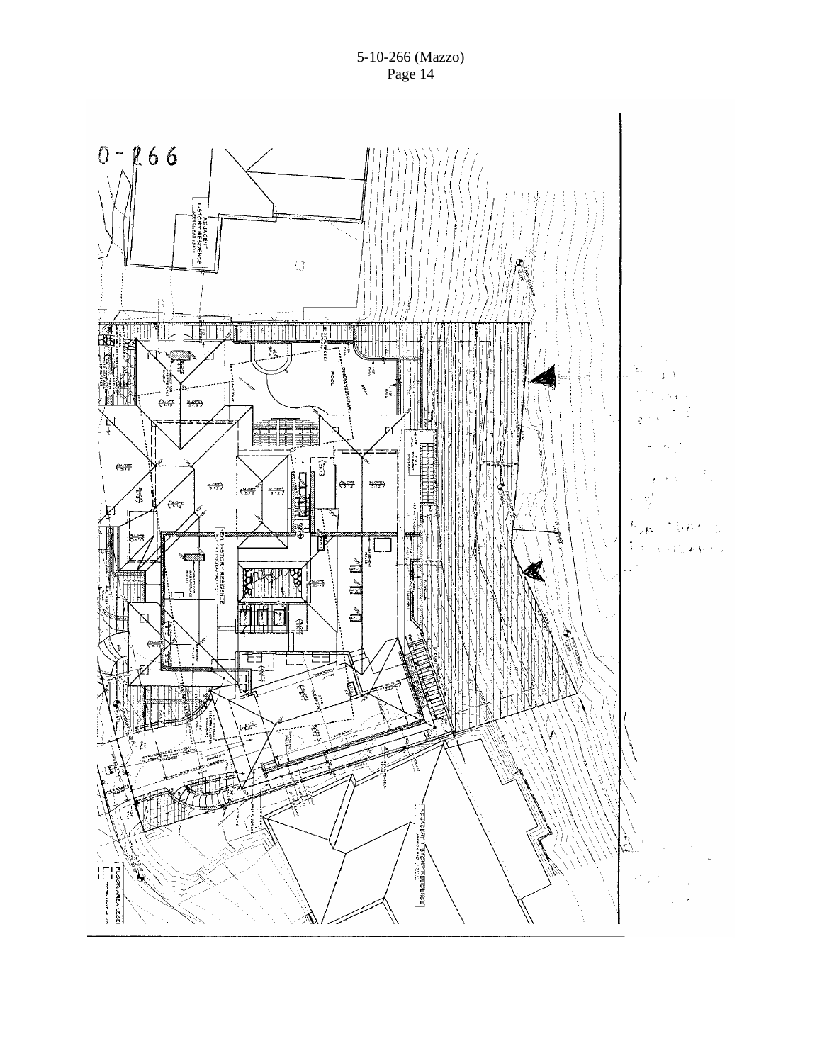0-266

ADJACENT 1-STORY RESIDENCE

NEW 1-STORY RESIDENCE

ADJACENT 1-STORY RESIDENCE

POOL

FLOOR AREA LEGEND